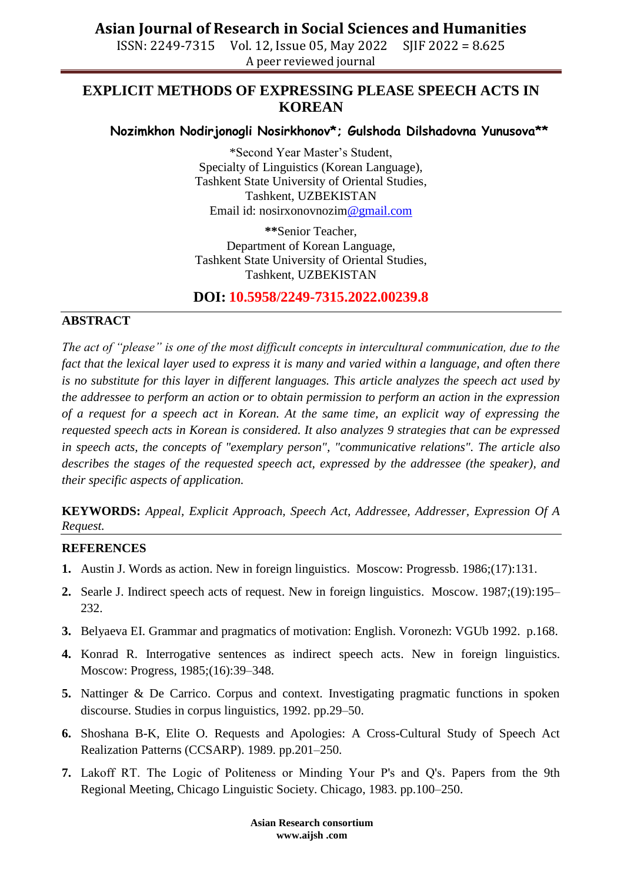# EXPLICIT METHODS OF EXPRESSING PLEASE SPEECH ACTS IN KOREAN

**Nozimkhon Nodirjonogli Nosirkhonov*; Gulshoda Dilshadovna Yunusova****

*Second Year Master's Student,
Specialty of Linguistics (Korean Language),
Tashkent State University of Oriental Studies,
Tashkent, UZBEKISTAN
Email id: nosirxonovnozim@gmail.com

**Senior Teacher,
Department of Korean Language,
Tashkent State University of Oriental Studies,
Tashkent, UZBEKISTAN

**DOI: 10.5958/2249-7315.2022.00239.8**

## ABSTRACT

*The act of "please" is one of the most difficult concepts in intercultural communication, due to the fact that the lexical layer used to express it is many and varied within a language, and often there is no substitute for this layer in different languages. This article analyzes the speech act used by the addressee to perform an action or to obtain permission to perform an action in the expression of a request for a speech act in Korean. At the same time, an explicit way of expressing the requested speech acts in Korean is considered. It also analyzes 9 strategies that can be expressed in speech acts, the concepts of "exemplary person", "communicative relations". The article also describes the stages of the requested speech act, expressed by the addressee (the speaker), and their specific aspects of application.*

**KEYWORDS:** *Appeal, Explicit Approach, Speech Act, Addressee, Addresser, Expression Of A Request.*

## REFERENCES

1. Austin J. Words as action. New in foreign linguistics. Moscow: Progressb. 1986;(17):131.
2. Searle J. Indirect speech acts of request. New in foreign linguistics. Moscow. 1987;(19):195–232.
3. Belyaeva EI. Grammar and pragmatics of motivation: English. Voronezh: VGUb 1992. p.168.
4. Konrad R. Interrogative sentences as indirect speech acts. New in foreign linguistics. Moscow: Progress, 1985;(16):39–348.
5. Nattinger & De Carrico. Corpus and context. Investigating pragmatic functions in spoken discourse. Studies in corpus linguistics, 1992. pp.29–50.
6. Shoshana B-K, Elite O. Requests and Apologies: A Cross-Cultural Study of Speech Act Realization Patterns (CCSARP). 1989. pp.201–250.
7. Lakoff RT. The Logic of Politeness or Minding Your P's and Q's. Papers from the 9th Regional Meeting, Chicago Linguistic Society. Chicago, 1983. pp.100–250.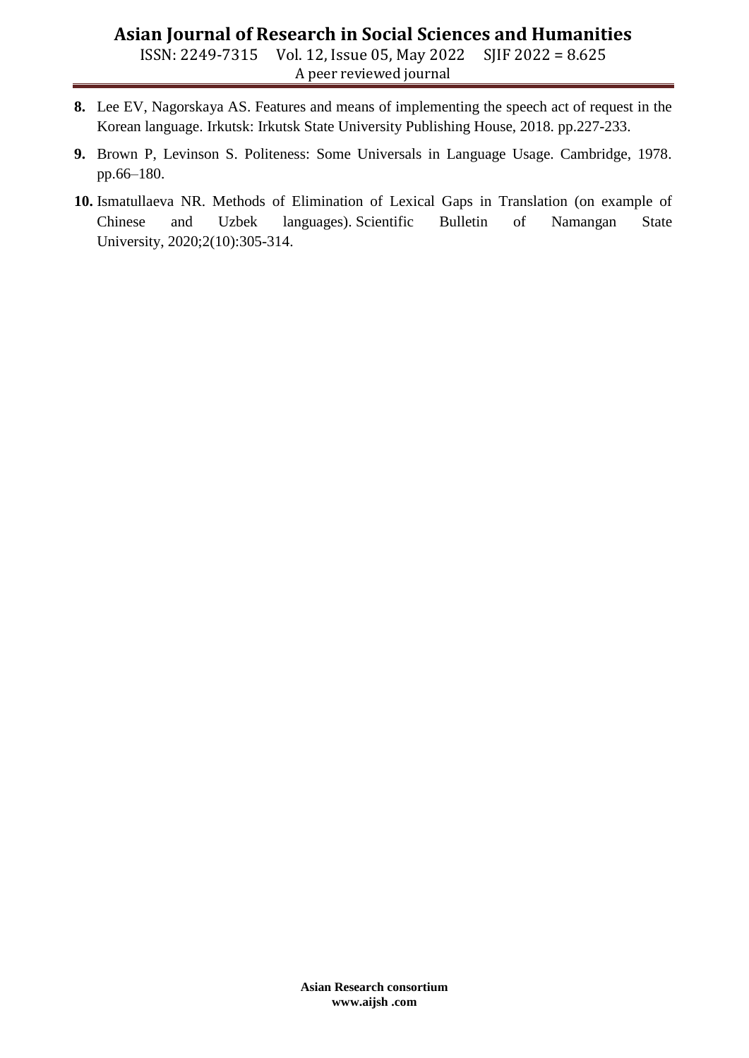8. Lee EV, Nagorskaya AS. Features and means of implementing the speech act of request in the Korean language. Irkutsk: Irkutsk State University Publishing House, 2018. pp.227-233.

9. Brown P, Levinson S. Politeness: Some Universals in Language Usage. Cambridge, 1978. pp.66–180.

10. Ismatullaeva NR. Methods of Elimination of Lexical Gaps in Translation (on example of Chinese and Uzbek languages). Scientific Bulletin of Namangan State University, 2020;2(10):305-314.